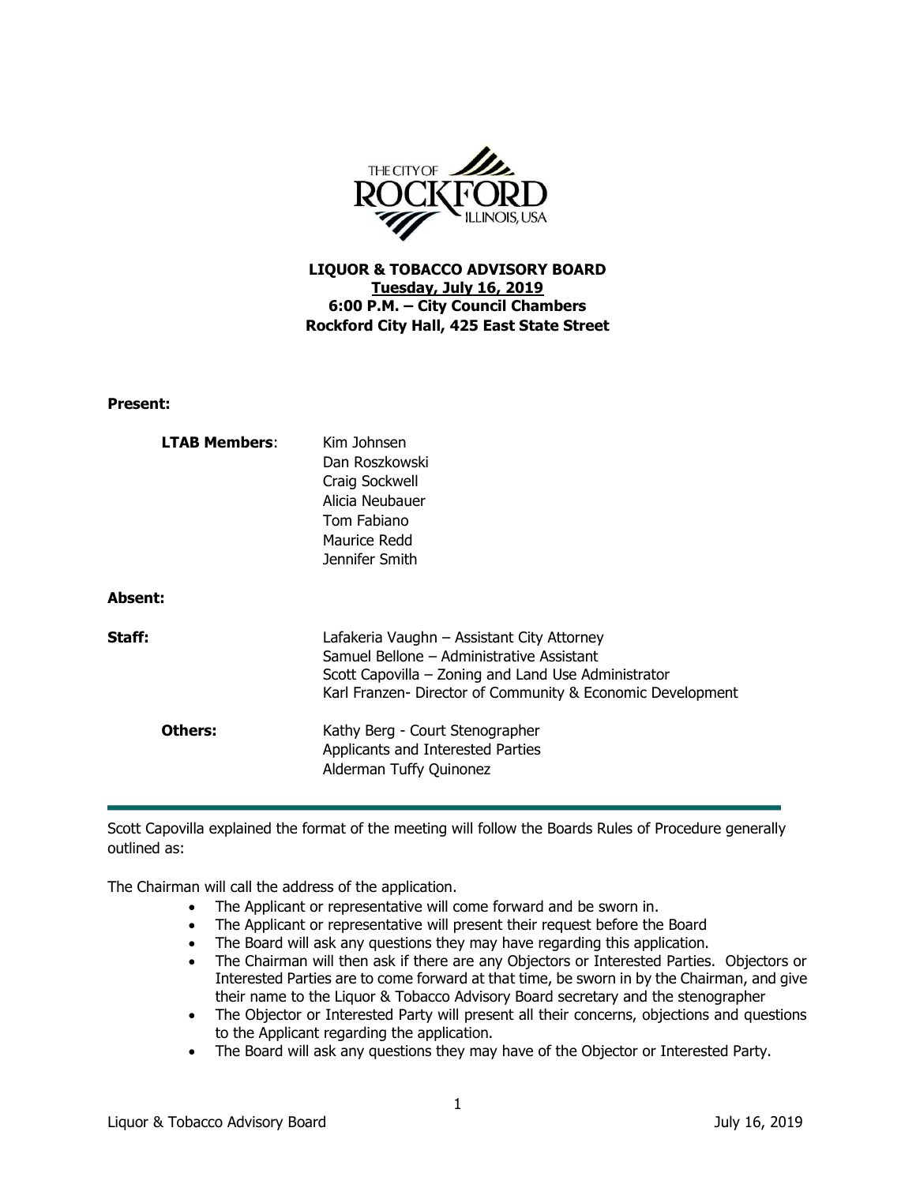**LIQUOR & TOBACCO ADVISORY BOARD**
**Tuesday, July 16, 2019**
**6:00 P.M. – City Council Chambers**
**Rockford City Hall, 425 East State Street**

**Present:**

**LTAB Members**:
Kim Johnsen
Dan Roszkowski
Craig Sockwell
Alicia Neubauer
Tom Fabiano
Maurice Redd
Jennifer Smith

**Absent:**

**Staff:**
Lafakeria Vaughn – Assistant City Attorney
Samuel Bellone – Administrative Assistant
Scott Capovilla – Zoning and Land Use Administrator
Karl Franzen- Director of Community & Economic Development

**Others:**
Kathy Berg - Court Stenographer
Applicants and Interested Parties
Alderman Tuffy Quinonez

---

Scott Capovilla explained the format of the meeting will follow the Boards Rules of Procedure generally outlined as:

The Chairman will call the address of the application.

- The Applicant or representative will come forward and be sworn in.
- The Applicant or representative will present their request before the Board
- The Board will ask any questions they may have regarding this application.
- The Chairman will then ask if there are any Objectors or Interested Parties. Objectors or Interested Parties are to come forward at that time, be sworn in by the Chairman, and give their name to the Liquor & Tobacco Advisory Board secretary and the stenographer
- The Objector or Interested Party will present all their concerns, objections and questions to the Applicant regarding the application.
- The Board will ask any questions they may have of the Objector or Interested Party.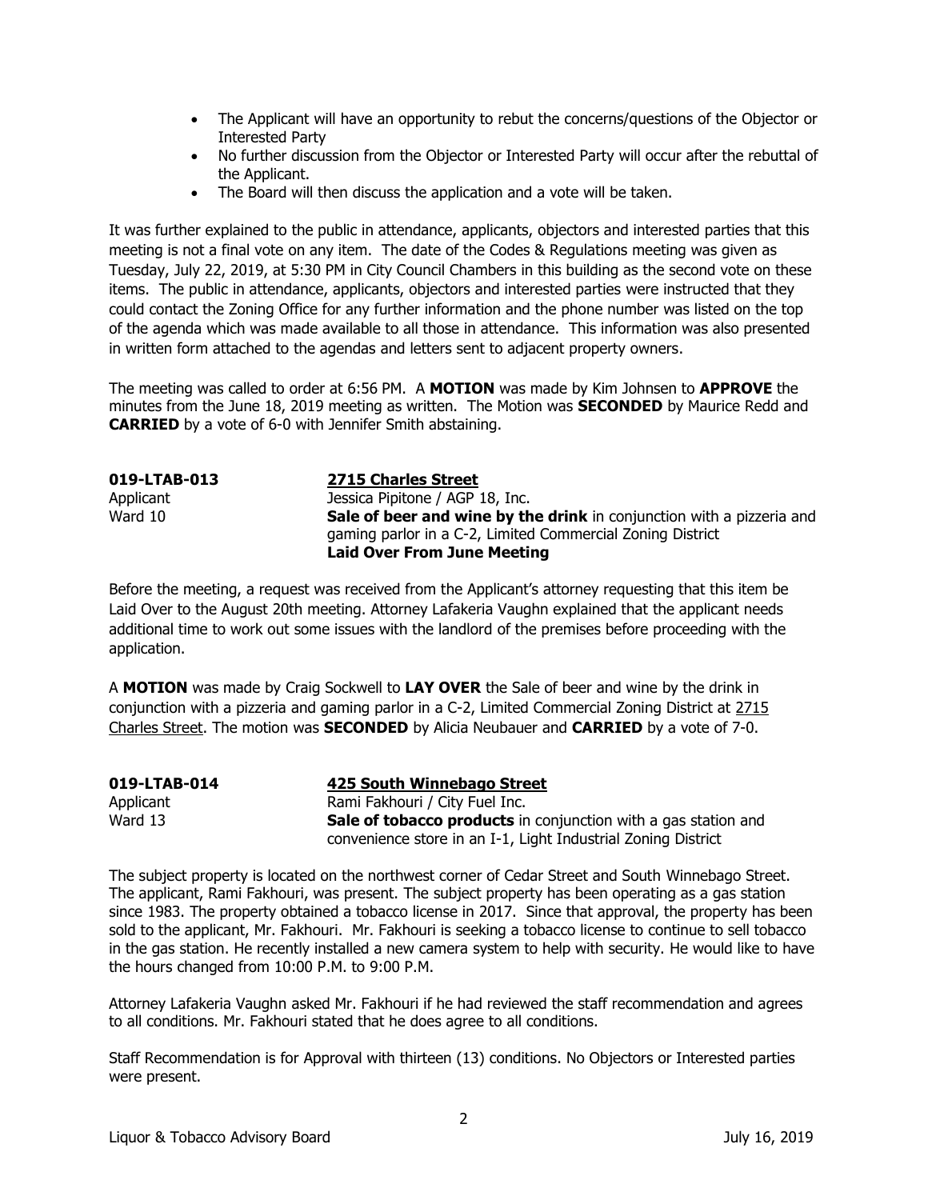- The Applicant will have an opportunity to rebut the concerns/questions of the Objector or Interested Party
- No further discussion from the Objector or Interested Party will occur after the rebuttal of the Applicant.
- The Board will then discuss the application and a vote will be taken.

It was further explained to the public in attendance, applicants, objectors and interested parties that this meeting is not a final vote on any item. The date of the Codes & Regulations meeting was given as Tuesday, July 22, 2019, at 5:30 PM in City Council Chambers in this building as the second vote on these items. The public in attendance, applicants, objectors and interested parties were instructed that they could contact the Zoning Office for any further information and the phone number was listed on the top of the agenda which was made available to all those in attendance. This information was also presented in written form attached to the agendas and letters sent to adjacent property owners.

The meeting was called to order at 6:56 PM. A **MOTION** was made by Kim Johnsen to **APPROVE** the minutes from the June 18, 2019 meeting as written. The Motion was **SECONDED** by Maurice Redd and **CARRIED** by a vote of 6-0 with Jennifer Smith abstaining.

**019-LTAB-013** — **2715 Charles Street**
Applicant — Jessica Pipitone / AGP 18, Inc.
Ward 10 — **Sale of beer and wine by the drink** in conjunction with a pizzeria and gaming parlor in a C-2, Limited Commercial Zoning District
**Laid Over From June Meeting**

Before the meeting, a request was received from the Applicant's attorney requesting that this item be Laid Over to the August 20th meeting. Attorney Lafakeria Vaughn explained that the applicant needs additional time to work out some issues with the landlord of the premises before proceeding with the application.

A **MOTION** was made by Craig Sockwell to **LAY OVER** the Sale of beer and wine by the drink in conjunction with a pizzeria and gaming parlor in a C-2, Limited Commercial Zoning District at 2715 Charles Street. The motion was **SECONDED** by Alicia Neubauer and **CARRIED** by a vote of 7-0.

**019-LTAB-014** — **425 South Winnebago Street**
Applicant — Rami Fakhouri / City Fuel Inc.
Ward 13 — **Sale of tobacco products** in conjunction with a gas station and convenience store in an I-1, Light Industrial Zoning District

The subject property is located on the northwest corner of Cedar Street and South Winnebago Street. The applicant, Rami Fakhouri, was present. The subject property has been operating as a gas station since 1983. The property obtained a tobacco license in 2017. Since that approval, the property has been sold to the applicant, Mr. Fakhouri. Mr. Fakhouri is seeking a tobacco license to continue to sell tobacco in the gas station. He recently installed a new camera system to help with security. He would like to have the hours changed from 10:00 P.M. to 9:00 P.M.

Attorney Lafakeria Vaughn asked Mr. Fakhouri if he had reviewed the staff recommendation and agrees to all conditions. Mr. Fakhouri stated that he does agree to all conditions.

Staff Recommendation is for Approval with thirteen (13) conditions. No Objectors or Interested parties were present.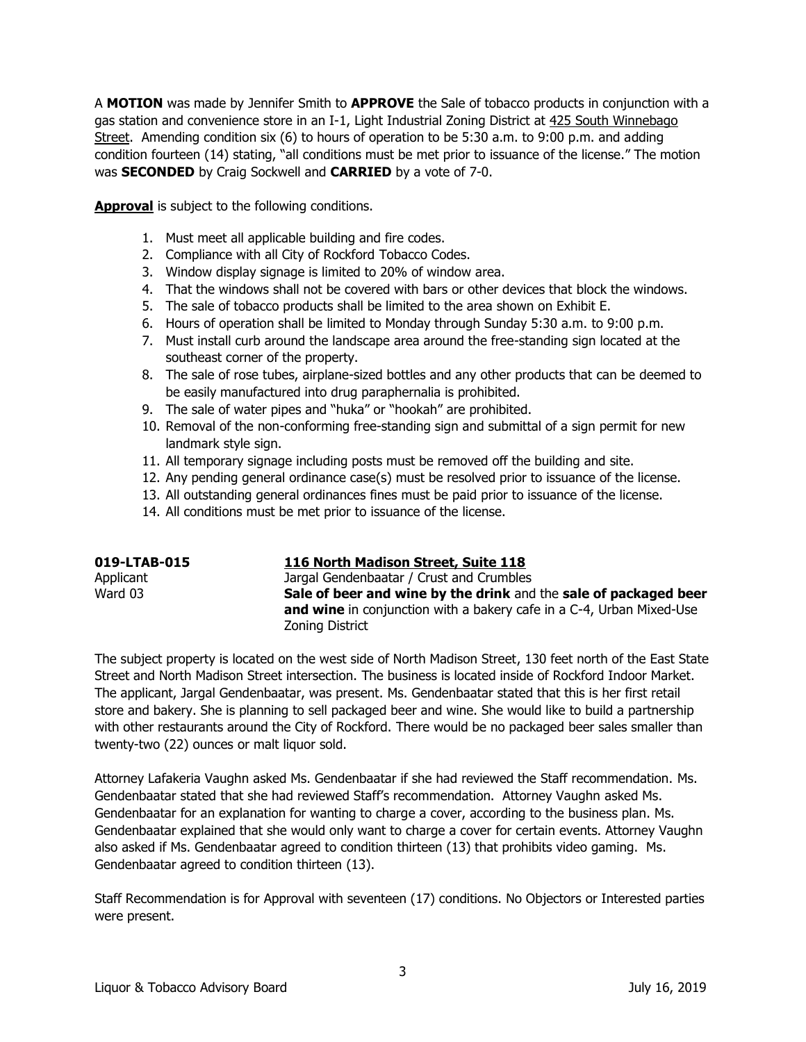A **MOTION** was made by Jennifer Smith to **APPROVE** the Sale of tobacco products in conjunction with a gas station and convenience store in an I-1, Light Industrial Zoning District at 425 South Winnebago Street. Amending condition six (6) to hours of operation to be 5:30 a.m. to 9:00 p.m. and adding condition fourteen (14) stating, "all conditions must be met prior to issuance of the license." The motion was **SECONDED** by Craig Sockwell and **CARRIED** by a vote of 7-0.

**Approval** is subject to the following conditions.

1. Must meet all applicable building and fire codes.
2. Compliance with all City of Rockford Tobacco Codes.
3. Window display signage is limited to 20% of window area.
4. That the windows shall not be covered with bars or other devices that block the windows.
5. The sale of tobacco products shall be limited to the area shown on Exhibit E.
6. Hours of operation shall be limited to Monday through Sunday 5:30 a.m. to 9:00 p.m.
7. Must install curb around the landscape area around the free-standing sign located at the southeast corner of the property.
8. The sale of rose tubes, airplane-sized bottles and any other products that can be deemed to be easily manufactured into drug paraphernalia is prohibited.
9. The sale of water pipes and "huka" or "hookah" are prohibited.
10. Removal of the non-conforming free-standing sign and submittal of a sign permit for new landmark style sign.
11. All temporary signage including posts must be removed off the building and site.
12. Any pending general ordinance case(s) must be resolved prior to issuance of the license.
13. All outstanding general ordinances fines must be paid prior to issuance of the license.
14. All conditions must be met prior to issuance of the license.

**019-LTAB-015** — **116 North Madison Street, Suite 118**
Applicant — Jargal Gendenbaatar / Crust and Crumbles
Ward 03 — **Sale of beer and wine by the drink** and the **sale of packaged beer and wine** in conjunction with a bakery cafe in a C-4, Urban Mixed-Use Zoning District

The subject property is located on the west side of North Madison Street, 130 feet north of the East State Street and North Madison Street intersection. The business is located inside of Rockford Indoor Market. The applicant, Jargal Gendenbaatar, was present. Ms. Gendenbaatar stated that this is her first retail store and bakery. She is planning to sell packaged beer and wine. She would like to build a partnership with other restaurants around the City of Rockford. There would be no packaged beer sales smaller than twenty-two (22) ounces or malt liquor sold.

Attorney Lafakeria Vaughn asked Ms. Gendenbaatar if she had reviewed the Staff recommendation. Ms. Gendenbaatar stated that she had reviewed Staff's recommendation. Attorney Vaughn asked Ms. Gendenbaatar for an explanation for wanting to charge a cover, according to the business plan. Ms. Gendenbaatar explained that she would only want to charge a cover for certain events. Attorney Vaughn also asked if Ms. Gendenbaatar agreed to condition thirteen (13) that prohibits video gaming. Ms. Gendenbaatar agreed to condition thirteen (13).

Staff Recommendation is for Approval with seventeen (17) conditions. No Objectors or Interested parties were present.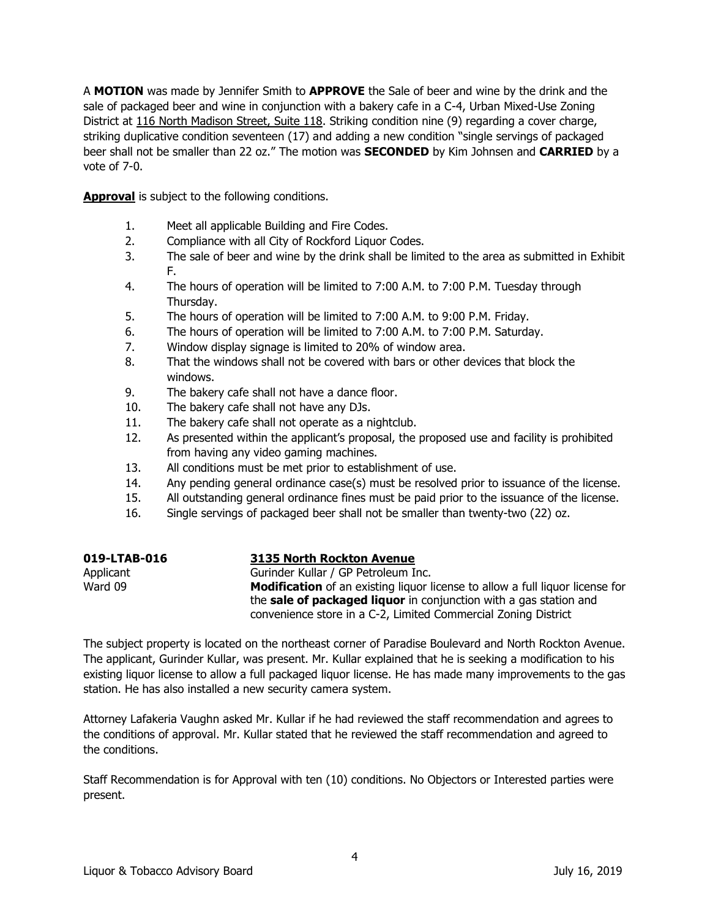A **MOTION** was made by Jennifer Smith to **APPROVE** the Sale of beer and wine by the drink and the sale of packaged beer and wine in conjunction with a bakery cafe in a C-4, Urban Mixed-Use Zoning District at 116 North Madison Street, Suite 118. Striking condition nine (9) regarding a cover charge, striking duplicative condition seventeen (17) and adding a new condition "single servings of packaged beer shall not be smaller than 22 oz." The motion was **SECONDED** by Kim Johnsen and **CARRIED** by a vote of 7-0.

**Approval** is subject to the following conditions.

1. Meet all applicable Building and Fire Codes.
2. Compliance with all City of Rockford Liquor Codes.
3. The sale of beer and wine by the drink shall be limited to the area as submitted in Exhibit F.
4. The hours of operation will be limited to 7:00 A.M. to 7:00 P.M. Tuesday through Thursday.
5. The hours of operation will be limited to 7:00 A.M. to 9:00 P.M. Friday.
6. The hours of operation will be limited to 7:00 A.M. to 7:00 P.M. Saturday.
7. Window display signage is limited to 20% of window area.
8. That the windows shall not be covered with bars or other devices that block the windows.
9. The bakery cafe shall not have a dance floor.
10. The bakery cafe shall not have any DJs.
11. The bakery cafe shall not operate as a nightclub.
12. As presented within the applicant's proposal, the proposed use and facility is prohibited from having any video gaming machines.
13. All conditions must be met prior to establishment of use.
14. Any pending general ordinance case(s) must be resolved prior to issuance of the license.
15. All outstanding general ordinance fines must be paid prior to the issuance of the license.
16. Single servings of packaged beer shall not be smaller than twenty-two (22) oz.

**019-LTAB-016** — **3135 North Rockton Avenue**

Applicant: Gurinder Kullar / GP Petroleum Inc.

Ward 09: **Modification** of an existing liquor license to allow a full liquor license for the **sale of packaged liquor** in conjunction with a gas station and convenience store in a C-2, Limited Commercial Zoning District

The subject property is located on the northeast corner of Paradise Boulevard and North Rockton Avenue. The applicant, Gurinder Kullar, was present. Mr. Kullar explained that he is seeking a modification to his existing liquor license to allow a full packaged liquor license. He has made many improvements to the gas station. He has also installed a new security camera system.

Attorney Lafakeria Vaughn asked Mr. Kullar if he had reviewed the staff recommendation and agrees to the conditions of approval. Mr. Kullar stated that he reviewed the staff recommendation and agreed to the conditions.

Staff Recommendation is for Approval with ten (10) conditions. No Objectors or Interested parties were present.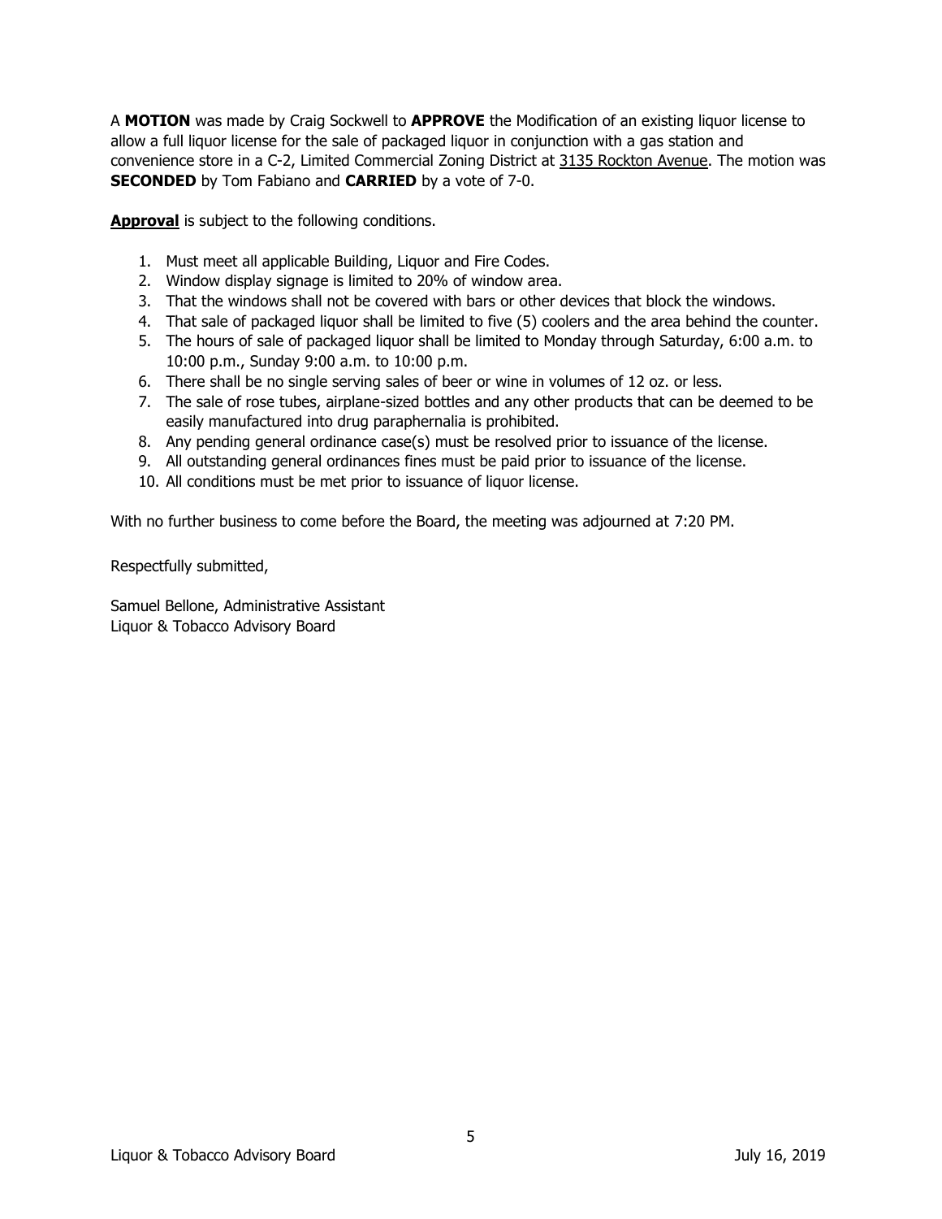A **MOTION** was made by Craig Sockwell to **APPROVE** the Modification of an existing liquor license to allow a full liquor license for the sale of packaged liquor in conjunction with a gas station and convenience store in a C-2, Limited Commercial Zoning District at 3135 Rockton Avenue. The motion was **SECONDED** by Tom Fabiano and **CARRIED** by a vote of 7-0.

**Approval** is subject to the following conditions.

1. Must meet all applicable Building, Liquor and Fire Codes.
2. Window display signage is limited to 20% of window area.
3. That the windows shall not be covered with bars or other devices that block the windows.
4. That sale of packaged liquor shall be limited to five (5) coolers and the area behind the counter.
5. The hours of sale of packaged liquor shall be limited to Monday through Saturday, 6:00 a.m. to 10:00 p.m., Sunday 9:00 a.m. to 10:00 p.m.
6. There shall be no single serving sales of beer or wine in volumes of 12 oz. or less.
7. The sale of rose tubes, airplane-sized bottles and any other products that can be deemed to be easily manufactured into drug paraphernalia is prohibited.
8. Any pending general ordinance case(s) must be resolved prior to issuance of the license.
9. All outstanding general ordinances fines must be paid prior to issuance of the license.
10. All conditions must be met prior to issuance of liquor license.

With no further business to come before the Board, the meeting was adjourned at 7:20 PM.

Respectfully submitted,

Samuel Bellone, Administrative Assistant
Liquor & Tobacco Advisory Board